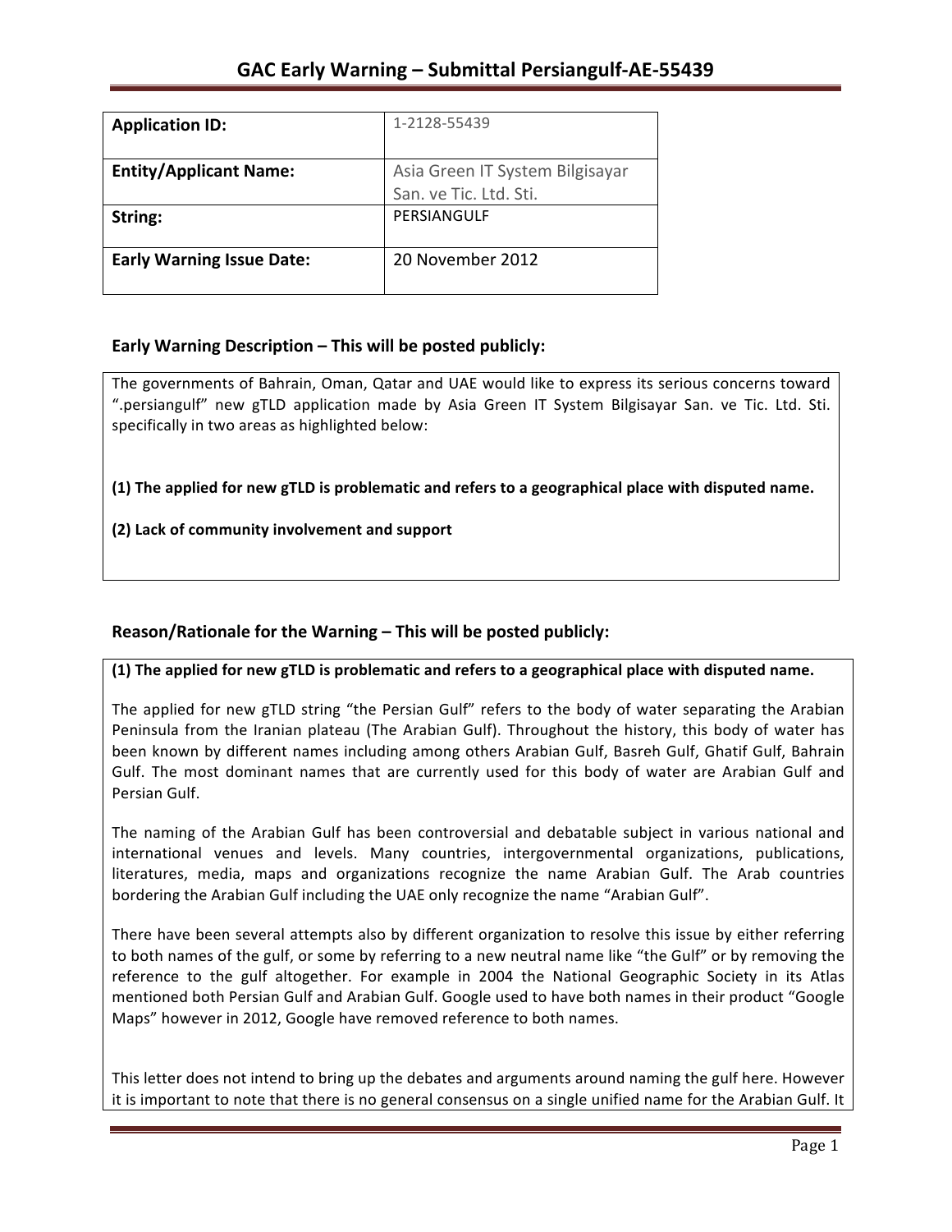# GAC Early Warning – Submittal Persiangulf-AE-55439

| **Application ID:** | 1-2128-55439 |
|---|---|
| **Entity/Applicant Name:** | Asia Green IT System Bilgisayar San. ve Tic. Ltd. Sti. |
| **String:** | PERSIANGULF |
| **Early Warning Issue Date:** | 20 November 2012 |

## Early Warning Description – This will be posted publicly:

The governments of Bahrain, Oman, Qatar and UAE would like to express its serious concerns toward ".persiangulf" new gTLD application made by Asia Green IT System Bilgisayar San. ve Tic. Ltd. Sti. specifically in two areas as highlighted below:

**(1) The applied for new gTLD is problematic and refers to a geographical place with disputed name.**

**(2) Lack of community involvement and support**

## Reason/Rationale for the Warning – This will be posted publicly:

**(1) The applied for new gTLD is problematic and refers to a geographical place with disputed name.**

The applied for new gTLD string "the Persian Gulf" refers to the body of water separating the Arabian Peninsula from the Iranian plateau (The Arabian Gulf). Throughout the history, this body of water has been known by different names including among others Arabian Gulf, Basreh Gulf, Ghatif Gulf, Bahrain Gulf. The most dominant names that are currently used for this body of water are Arabian Gulf and Persian Gulf.

The naming of the Arabian Gulf has been controversial and debatable subject in various national and international venues and levels. Many countries, intergovernmental organizations, publications, literatures, media, maps and organizations recognize the name Arabian Gulf. The Arab countries bordering the Arabian Gulf including the UAE only recognize the name "Arabian Gulf".

There have been several attempts also by different organization to resolve this issue by either referring to both names of the gulf, or some by referring to a new neutral name like "the Gulf" or by removing the reference to the gulf altogether. For example in 2004 the National Geographic Society in its Atlas mentioned both Persian Gulf and Arabian Gulf. Google used to have both names in their product "Google Maps" however in 2012, Google have removed reference to both names.

This letter does not intend to bring up the debates and arguments around naming the gulf here. However it is important to note that there is no general consensus on a single unified name for the Arabian Gulf. It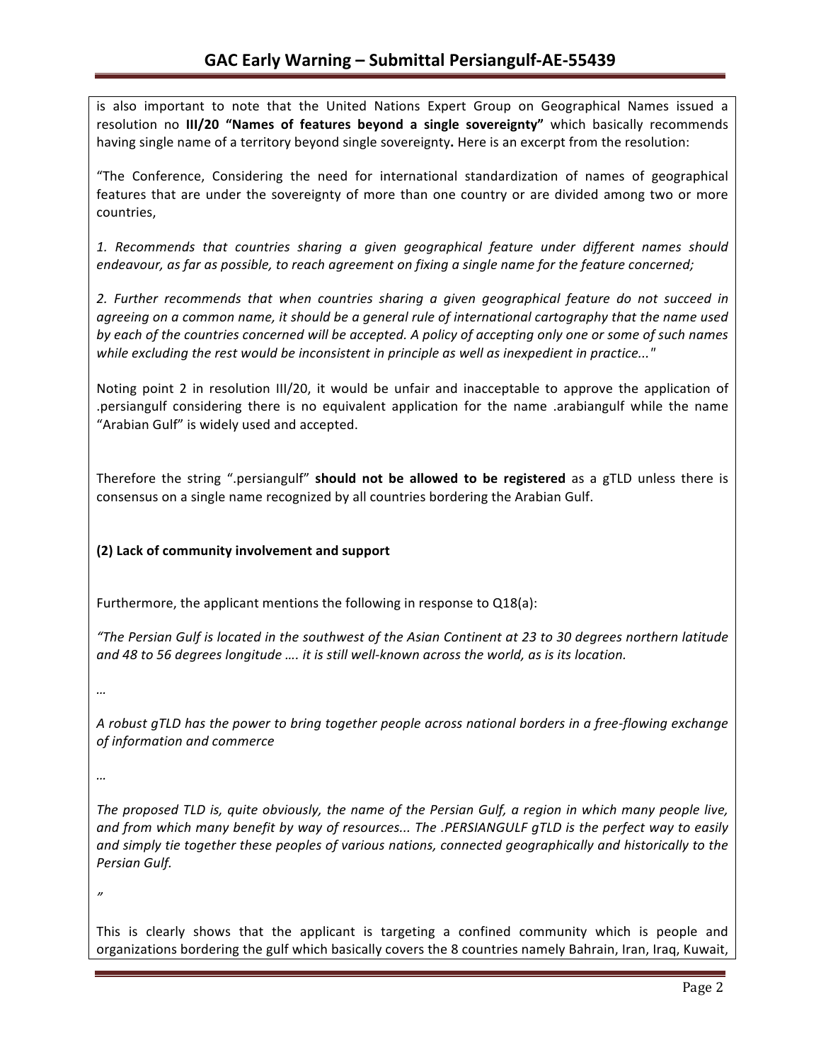is also important to note that the United Nations Expert Group on Geographical Names issued a resolution no **III/20 "Names of features beyond a single sovereignty"** which basically recommends having single name of a territory beyond single sovereignty**.** Here is an excerpt from the resolution:

"The Conference, Considering the need for international standardization of names of geographical features that are under the sovereignty of more than one country or are divided among two or more countries,

*1. Recommends that countries sharing a given geographical feature under different names should endeavour, as far as possible, to reach agreement on fixing a single name for the feature concerned;*

*2. Further recommends that when countries sharing a given geographical feature do not succeed in agreeing on a common name, it should be a general rule of international cartography that the name used by each of the countries concerned will be accepted. A policy of accepting only one or some of such names while excluding the rest would be inconsistent in principle as well as inexpedient in practice..."*

Noting point 2 in resolution III/20, it would be unfair and inacceptable to approve the application of .persiangulf considering there is no equivalent application for the name .arabiangulf while the name "Arabian Gulf" is widely used and accepted.

Therefore the string ".persiangulf" **should not be allowed to be registered** as a gTLD unless there is consensus on a single name recognized by all countries bordering the Arabian Gulf.

**(2) Lack of community involvement and support**

Furthermore, the applicant mentions the following in response to Q18(a):

*"The Persian Gulf is located in the southwest of the Asian Continent at 23 to 30 degrees northern latitude and 48 to 56 degrees longitude …. it is still well-known across the world, as is its location.*

*…*

*A robust gTLD has the power to bring together people across national borders in a free-flowing exchange of information and commerce*

*…*

*The proposed TLD is, quite obviously, the name of the Persian Gulf, a region in which many people live, and from which many benefit by way of resources... The .PERSIANGULF gTLD is the perfect way to easily and simply tie together these peoples of various nations, connected geographically and historically to the Persian Gulf.*

*"*

This is clearly shows that the applicant is targeting a confined community which is people and organizations bordering the gulf which basically covers the 8 countries namely Bahrain, Iran, Iraq, Kuwait,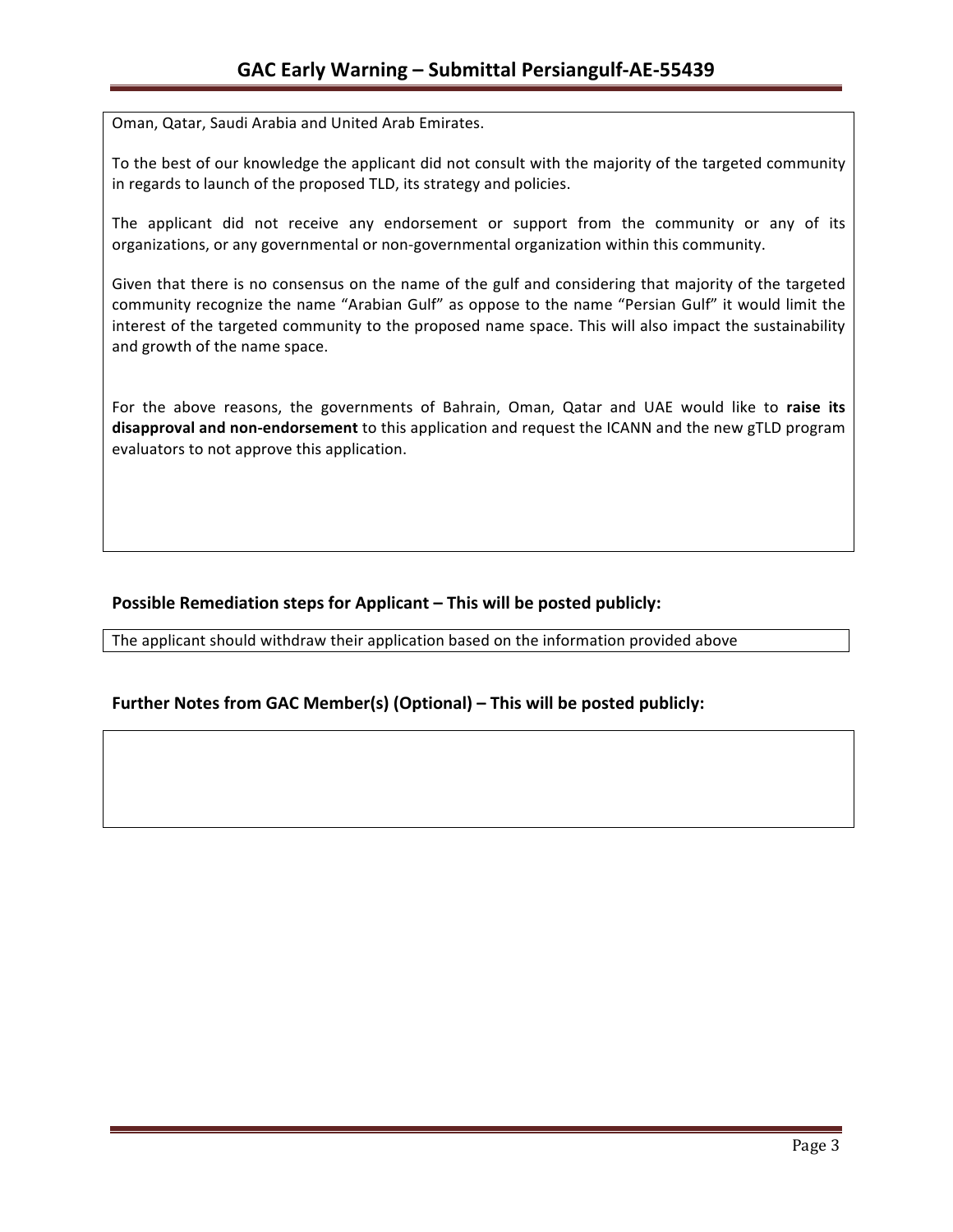Oman, Qatar, Saudi Arabia and United Arab Emirates.

To the best of our knowledge the applicant did not consult with the majority of the targeted community in regards to launch of the proposed TLD, its strategy and policies.

The applicant did not receive any endorsement or support from the community or any of its organizations, or any governmental or non-governmental organization within this community.

Given that there is no consensus on the name of the gulf and considering that majority of the targeted community recognize the name "Arabian Gulf" as oppose to the name "Persian Gulf" it would limit the interest of the targeted community to the proposed name space. This will also impact the sustainability and growth of the name space.

For the above reasons, the governments of Bahrain, Oman, Qatar and UAE would like to **raise its disapproval and non-endorsement** to this application and request the ICANN and the new gTLD program evaluators to not approve this application.

## Possible Remediation steps for Applicant – This will be posted publicly:

The applicant should withdraw their application based on the information provided above

## Further Notes from GAC Member(s) (Optional) – This will be posted publicly: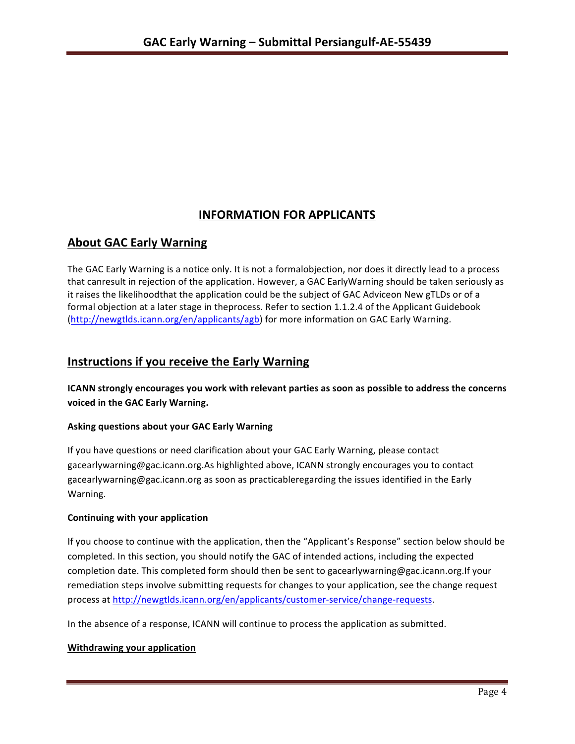# INFORMATION FOR APPLICANTS

## About GAC Early Warning

The GAC Early Warning is a notice only. It is not a formalobjection, nor does it directly lead to a process that canresult in rejection of the application. However, a GAC EarlyWarning should be taken seriously as it raises the likelihoodthat the application could be the subject of GAC Adviceon New gTLDs or of a formal objection at a later stage in theprocess. Refer to section 1.1.2.4 of the Applicant Guidebook (http://newgtlds.icann.org/en/applicants/agb) for more information on GAC Early Warning.

## Instructions if you receive the Early Warning

**ICANN strongly encourages you work with relevant parties as soon as possible to address the concerns voiced in the GAC Early Warning.**

### Asking questions about your GAC Early Warning

If you have questions or need clarification about your GAC Early Warning, please contact gacearlywarning@gac.icann.org.As highlighted above, ICANN strongly encourages you to contact gacearlywarning@gac.icann.org as soon as practicableregarding the issues identified in the Early Warning.

### Continuing with your application

If you choose to continue with the application, then the "Applicant's Response" section below should be completed. In this section, you should notify the GAC of intended actions, including the expected completion date. This completed form should then be sent to gacearlywarning@gac.icann.org.If your remediation steps involve submitting requests for changes to your application, see the change request process at http://newgtlds.icann.org/en/applicants/customer-service/change-requests.

In the absence of a response, ICANN will continue to process the application as submitted.

### Withdrawing your application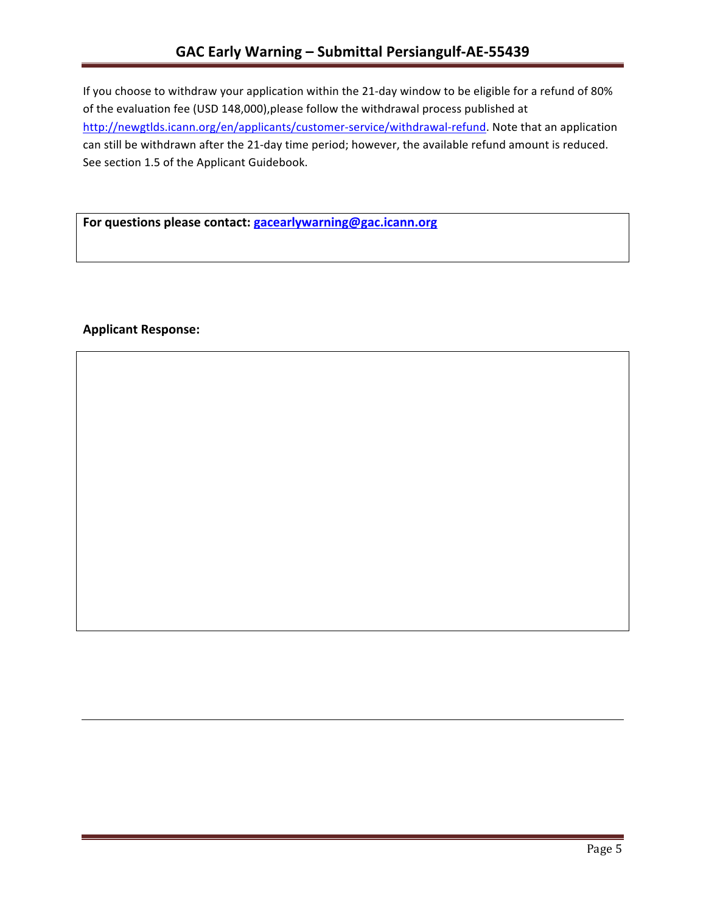If you choose to withdraw your application within the 21-day window to be eligible for a refund of 80% of the evaluation fee (USD 148,000),please follow the withdrawal process published at http://newgtlds.icann.org/en/applicants/customer-service/withdrawal-refund. Note that an application can still be withdrawn after the 21-day time period; however, the available refund amount is reduced. See section 1.5 of the Applicant Guidebook.

**For questions please contact: gacearlywarning@gac.icann.org**

**Applicant Response:**